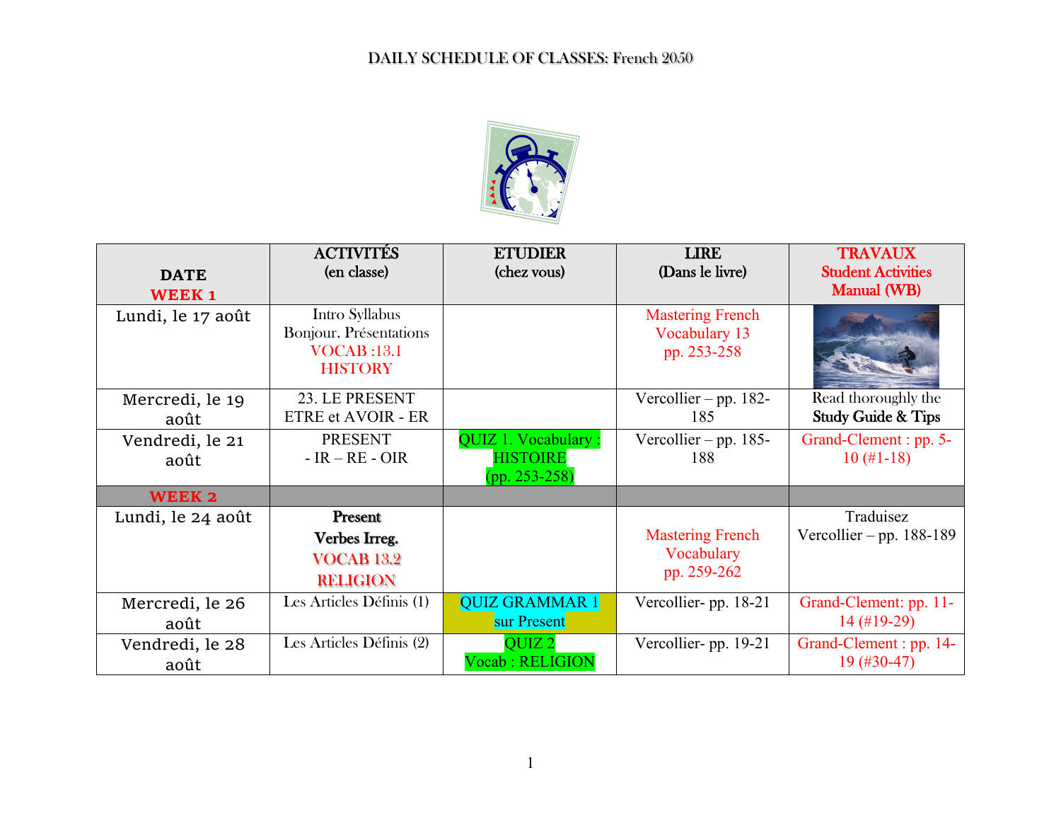# DAILY SCHEDULE OF CLASSES: French 2050

| DATE<br>WEEK 1 | ACTIVITÉS<br>(en classe) | ETUDIER<br>(chez vous) | LIRE<br>(Dans le livre) | TRAVAUX<br>Student Activities Manual (WB) |
|---|---|---|---|---|
| Lundi, le 17 août | Intro Syllabus<br>Bonjour. Présentations<br>VOCAB :13.1<br>HISTORY | | Mastering French Vocabulary 13<br>pp. 253-258 | |
| Mercredi, le 19 août | 23. LE PRESENT<br>ETRE et AVOIR - ER | | Vercollier – pp. 182-185 | Read thoroughly the **Study Guide & Tips** |
| Vendredi, le 21 août | PRESENT<br>- IR – RE - OIR | QUIZ 1. Vocabulary : HISTOIRE<br>(pp. 253-258) | Vercollier – pp. 185-188 | Grand-Clement : pp. 5-10 (#1-18) |
| **WEEK 2** | | | | |
| Lundi, le 24 août | **Present**<br>**Verbes Irreg.**<br>**VOCAB 13.2**<br>**RELIGION** | | Mastering French Vocabulary<br>pp. 259-262 | Traduisez<br>Vercollier – pp. 188-189 |
| Mercredi, le 26 août | Les Articles Définis (1) | QUIZ GRAMMAR 1 sur Present | Vercollier- pp. 18-21 | Grand-Clement: pp. 11-14 (#19-29) |
| Vendredi, le 28 août | Les Articles Définis (2) | QUIZ 2<br>Vocab : RELIGION | Vercollier- pp. 19-21 | Grand-Clement : pp. 14-19 (#30-47) |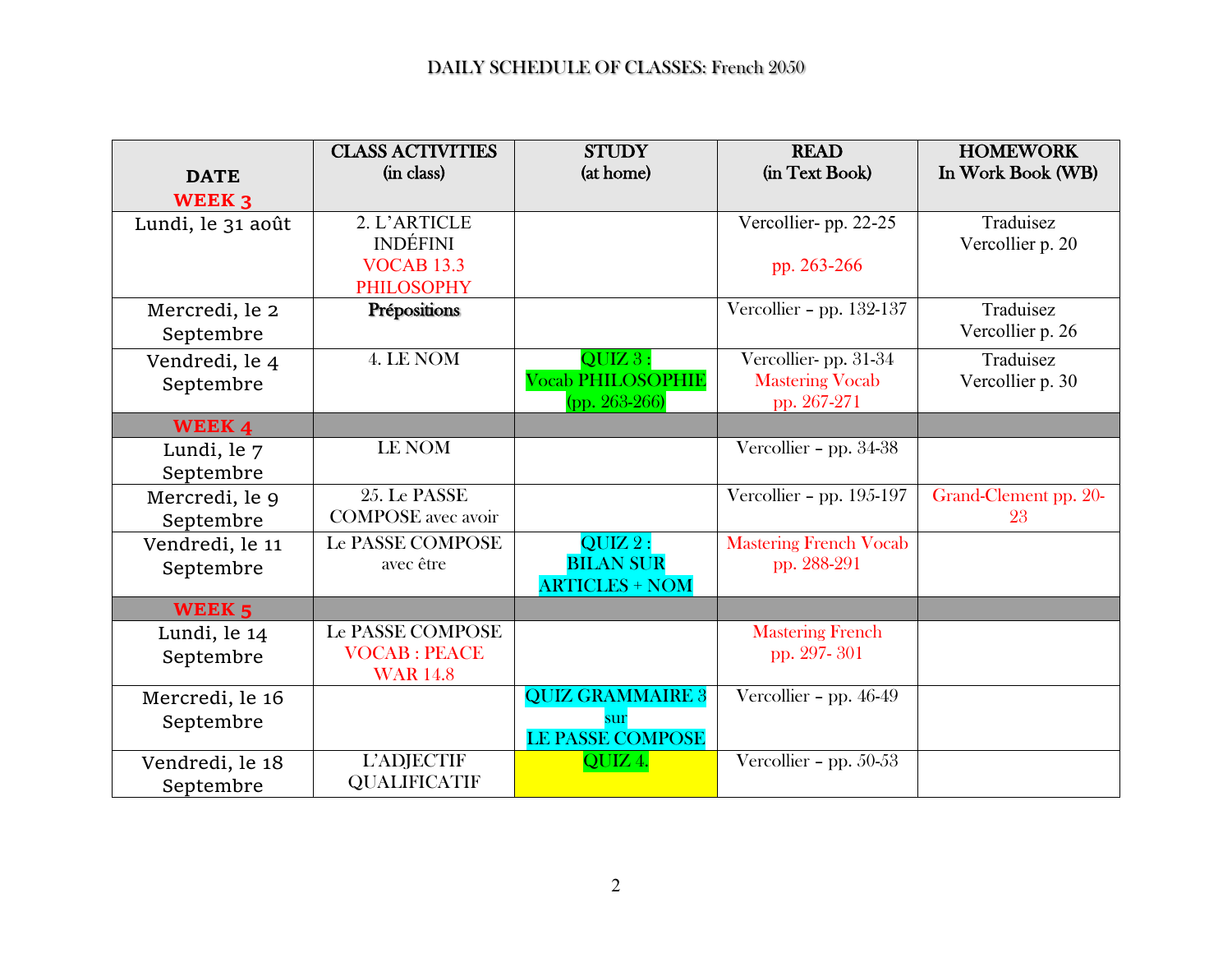# DAILY SCHEDULE OF CLASSES: French 2050

| DATE WEEK 3 | CLASS ACTIVITIES (in class) | STUDY (at home) | READ (in Text Book) | HOMEWORK In Work Book (WB) |
|---|---|---|---|---|
| Lundi, le 31 août | 2. L'ARTICLE INDÉFINI VOCAB 13.3 PHILOSOPHY | | Vercollier- pp. 22-25 pp. 263-266 | Traduisez Vercollier p. 20 |
| Mercredi, le 2 Septembre | **Prépositions** | | Vercollier – pp. 132-137 | Traduisez Vercollier p. 26 |
| Vendredi, le 4 Septembre | 4. LE NOM | QUIZ 3 : Vocab PHILOSOPHIE (pp. 263-266) | Vercollier- pp. 31-34 Mastering Vocab pp. 267-271 | Traduisez Vercollier p. 30 |
| **WEEK 4** | | | | |
| Lundi, le 7 Septembre | LE NOM | | Vercollier – pp. 34-38 | |
| Mercredi, le 9 Septembre | 25. Le PASSE COMPOSE avec avoir | | Vercollier – pp. 195-197 | Grand-Clement pp. 20-23 |
| Vendredi, le 11 Septembre | Le PASSE COMPOSE avec être | QUIZ 2 : BILAN SUR ARTICLES + NOM | Mastering French Vocab pp. 288-291 | |
| **WEEK 5** | | | | |
| Lundi, le 14 Septembre | Le PASSE COMPOSE VOCAB : PEACE WAR 14.8 | | Mastering French pp. 297- 301 | |
| Mercredi, le 16 Septembre | | QUIZ GRAMMAIRE 3 sur LE PASSE COMPOSE | Vercollier – pp. 46-49 | |
| Vendredi, le 18 Septembre | L'ADJECTIF QUALIFICATIF | QUIZ 4. | Vercollier – pp. 50-53 | |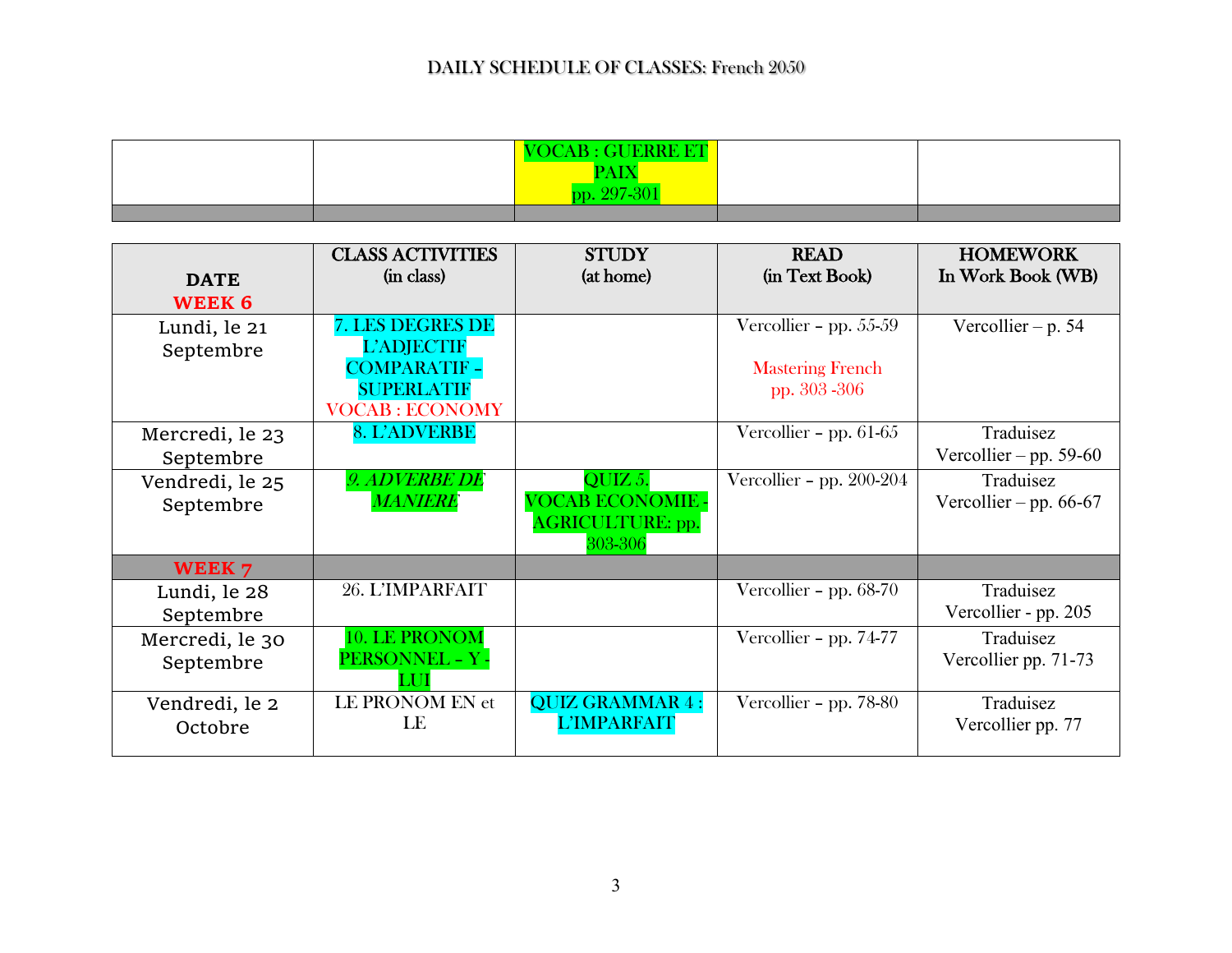# DAILY SCHEDULE OF CLASSES: French 2050

| | | VOCAB : GUERRE ET PAIX pp. 297-301 | | |
|---|---|---|---|---|
| | | | | |

| DATE **WEEK 6** | CLASS ACTIVITIES (in class) | STUDY (at home) | READ (in Text Book) | HOMEWORK In Work Book (WB) |
|---|---|---|---|---|
| Lundi, le 21 Septembre | 7. LES DEGRES DE L'ADJECTIF COMPARATIF – SUPERLATIF VOCAB : ECONOMY | | Vercollier – pp. 55-59<br><br>Mastering French pp. 303 -306 | Vercollier – p. 54 |
| Mercredi, le 23 Septembre | 8. L'ADVERBE | | Vercollier – pp. 61-65 | Traduisez Vercollier – pp. 59-60 |
| Vendredi, le 25 Septembre | *9. ADVERBE DE MANIERE* | QUIZ 5. VOCAB ECONOMIE - AGRICULTURE: pp. 303-306 | Vercollier – pp. 200-204 | Traduisez Vercollier – pp. 66-67 |
| **WEEK 7** | | | | |
| Lundi, le 28 Septembre | 26. L'IMPARFAIT | | Vercollier – pp. 68-70 | Traduisez Vercollier - pp. 205 |
| Mercredi, le 30 Septembre | 10. LE PRONOM PERSONNEL – Y - LUI | | Vercollier – pp. 74-77 | Traduisez Vercollier pp. 71-73 |
| Vendredi, le 2 Octobre | LE PRONOM EN et LE | QUIZ GRAMMAR 4 : L'IMPARFAIT | Vercollier – pp. 78-80 | Traduisez Vercollier pp. 77 |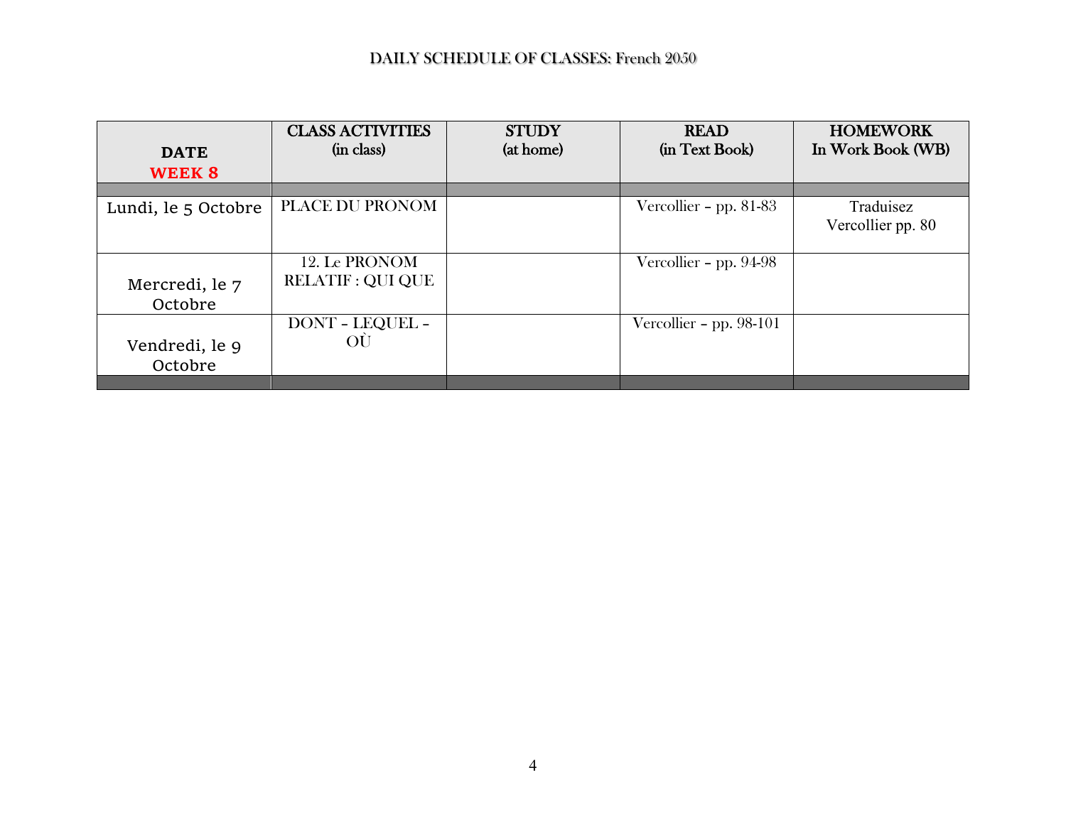DAILY SCHEDULE OF CLASSES: French 2050

| DATE WEEK 8 | CLASS ACTIVITIES (in class) | STUDY (at home) | READ (in Text Book) | HOMEWORK In Work Book (WB) |
|---|---|---|---|---|
| | | | | |
| Lundi, le 5 Octobre | PLACE DU PRONOM | | Vercollier – pp. 81-83 | Traduisez Vercollier pp. 80 |
| Mercredi, le 7 Octobre | 12. Le PRONOM RELATIF : QUI QUE | | Vercollier – pp. 94-98 | |
| Vendredi, le 9 Octobre | DONT – LEQUEL – OÙ | | Vercollier – pp. 98-101 | |
| | | | | |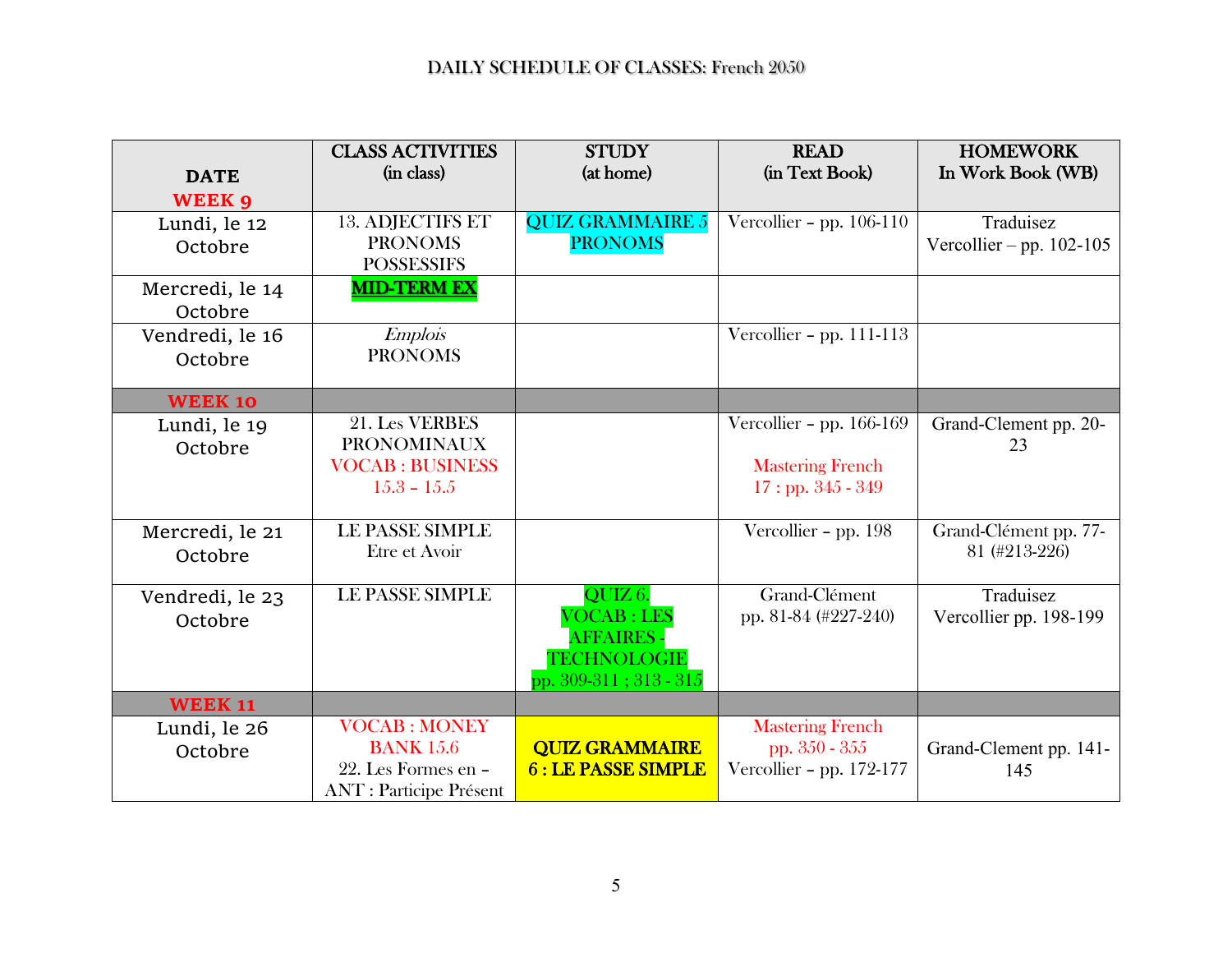# DAILY SCHEDULE OF CLASSES: French 2050

| DATE **WEEK 9** | CLASS ACTIVITIES (in class) | STUDY (at home) | READ (in Text Book) | HOMEWORK In Work Book (WB) |
|---|---|---|---|---|
| Lundi, le 12 Octobre | 13. ADJECTIFS ET PRONOMS POSSESSIFS | QUIZ GRAMMAIRE 5 PRONOMS | Vercollier – pp. 106-110 | Traduisez Vercollier – pp. 102-105 |
| Mercredi, le 14 Octobre | **MID-TERM EX** | | | |
| Vendredi, le 16 Octobre | *Emplois* PRONOMS | | Vercollier – pp. 111-113 | |
| **WEEK 10** | | | | |
| Lundi, le 19 Octobre | 21. Les VERBES PRONOMINAUX VOCAB : BUSINESS 15.3 – 15.5 | | Vercollier – pp. 166-169 Mastering French 17 : pp. 345 - 349 | Grand-Clement pp. 20-23 |
| Mercredi, le 21 Octobre | LE PASSE SIMPLE Etre et Avoir | | Vercollier – pp. 198 | Grand-Clément pp. 77-81 (#213-226) |
| Vendredi, le 23 Octobre | LE PASSE SIMPLE | QUIZ 6. VOCAB : LES AFFAIRES - TECHNOLOGIE pp. 309-311 ; 313 - 315 | Grand-Clément pp. 81-84 (#227-240) | Traduisez Vercollier pp. 198-199 |
| **WEEK 11** | | | | |
| Lundi, le 26 Octobre | VOCAB : MONEY BANK 15.6 22. Les Formes en – ANT : Participe Présent | **QUIZ GRAMMAIRE 6 : LE PASSE SIMPLE** | Mastering French pp. 350 - 355 Vercollier – pp. 172-177 | Grand-Clement pp. 141-145 |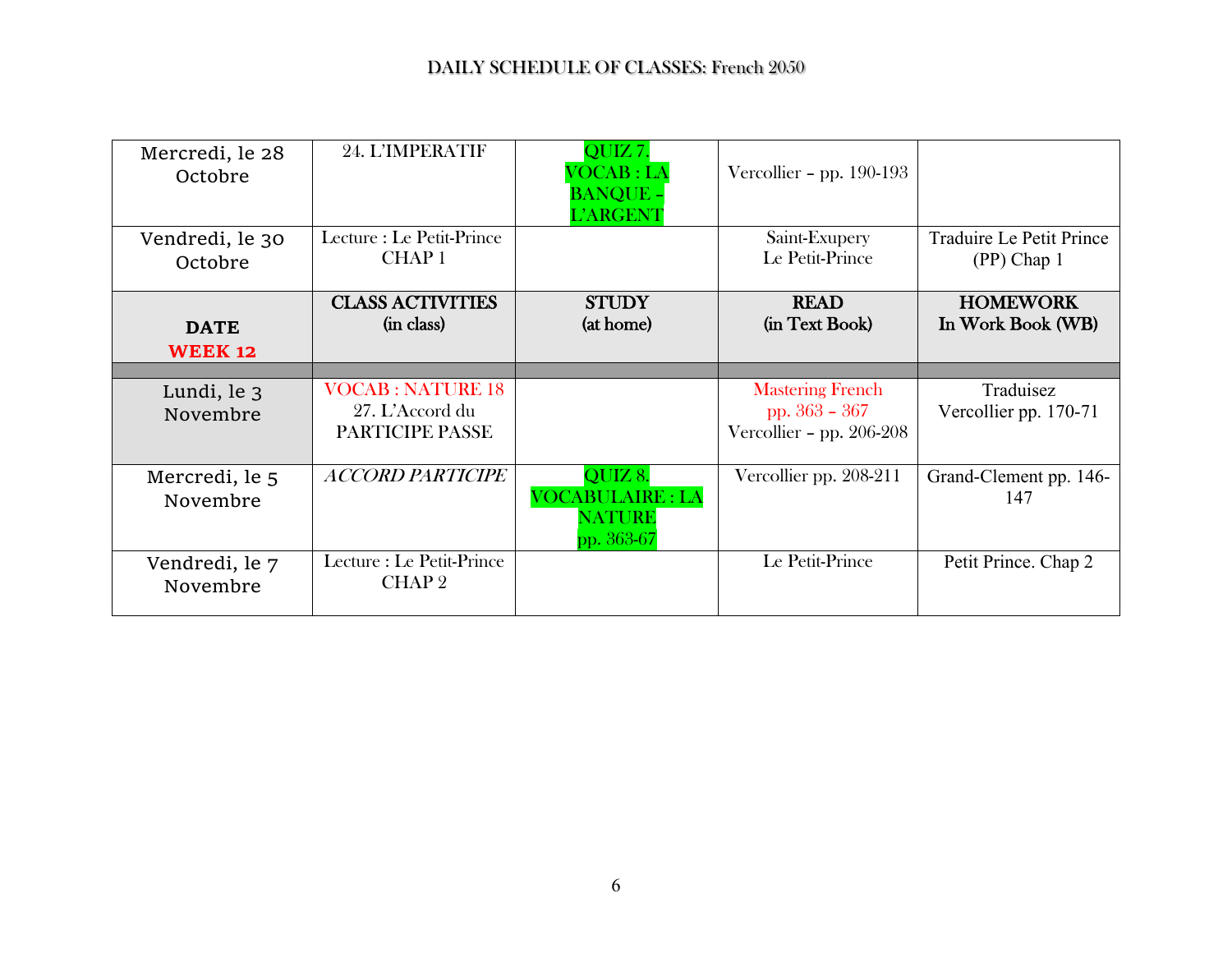# DAILY SCHEDULE OF CLASSES: French 2050

| | | | | |
|---|---|---|---|---|
| Mercredi, le 28 Octobre | 24. L'IMPERATIF | QUIZ 7. VOCAB : LA BANQUE – L'ARGENT | Vercollier – pp. 190-193 | |
| Vendredi, le 30 Octobre | Lecture : Le Petit-Prince CHAP 1 | | Saint-Exupery Le Petit-Prince | Traduire Le Petit Prince (PP) Chap 1 |
| **DATE** **WEEK 12** | **CLASS ACTIVITIES (in class)** | **STUDY (at home)** | **READ (in Text Book)** | **HOMEWORK In Work Book (WB)** |
| | | | | |
| Lundi, le 3 Novembre | VOCAB : NATURE 18 27. L'Accord du PARTICIPE PASSE | | Mastering French pp. 363 – 367 Vercollier – pp. 206-208 | Traduisez Vercollier pp. 170-71 |
| Mercredi, le 5 Novembre | *ACCORD PARTICIPE* | QUIZ 8. VOCABULAIRE : LA NATURE pp. 363-67 | Vercollier pp. 208-211 | Grand-Clement pp. 146-147 |
| Vendredi, le 7 Novembre | Lecture : Le Petit-Prince CHAP 2 | | Le Petit-Prince | Petit Prince. Chap 2 |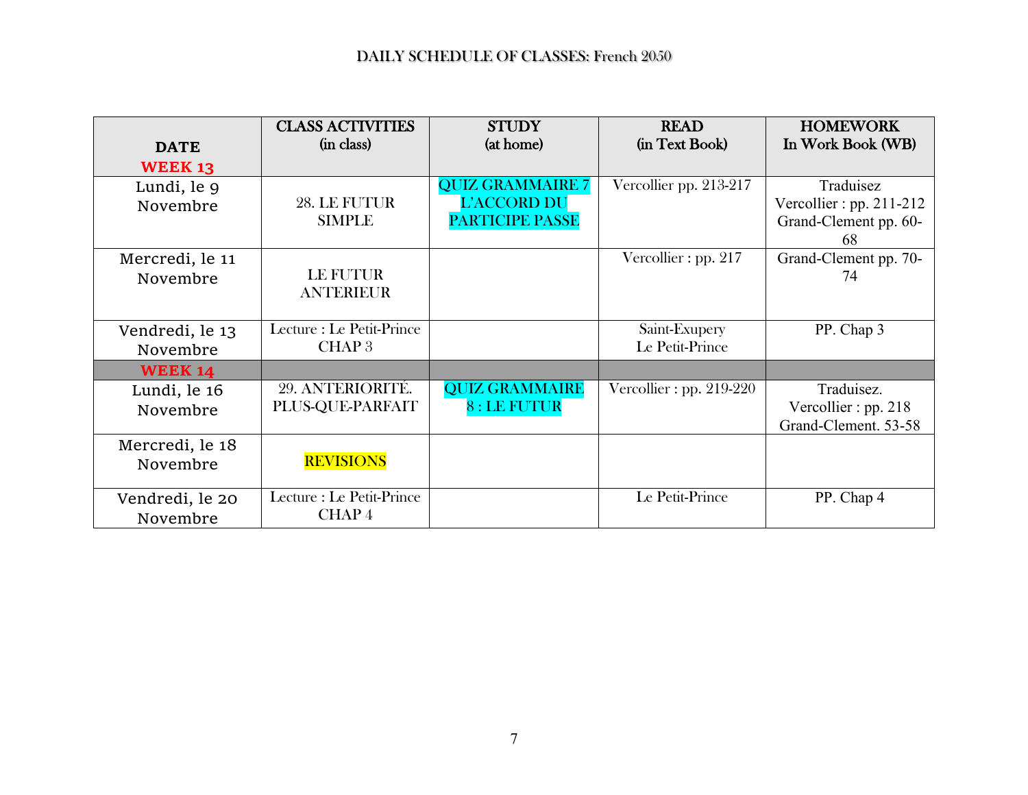# DAILY SCHEDULE OF CLASSES: French 2050

| DATE | CLASS ACTIVITIES (in class) | STUDY (at home) | READ (in Text Book) | HOMEWORK In Work Book (WB) |
|---|---|---|---|---|
| **WEEK 13** | | | | |
| Lundi, le 9 Novembre | 28. LE FUTUR SIMPLE | QUIZ GRAMMAIRE 7 L'ACCORD DU PARTICIPE PASSE | Vercollier pp. 213-217 | Traduisez Vercollier : pp. 211-212 Grand-Clement pp. 60-68 |
| Mercredi, le 11 Novembre | LE FUTUR ANTERIEUR | | Vercollier : pp. 217 | Grand-Clement pp. 70-74 |
| Vendredi, le 13 Novembre | Lecture : Le Petit-Prince CHAP 3 | | Saint-Exupery Le Petit-Prince | PP. Chap 3 |
| **WEEK 14** | | | | |
| Lundi, le 16 Novembre | 29. ANTERIORITÉ. PLUS-QUE-PARFAIT | QUIZ GRAMMAIRE 8 : LE FUTUR | Vercollier : pp. 219-220 | Traduisez. Vercollier : pp. 218 Grand-Clement. 53-58 |
| Mercredi, le 18 Novembre | REVISIONS | | | |
| Vendredi, le 20 Novembre | Lecture : Le Petit-Prince CHAP 4 | | Le Petit-Prince | PP. Chap 4 |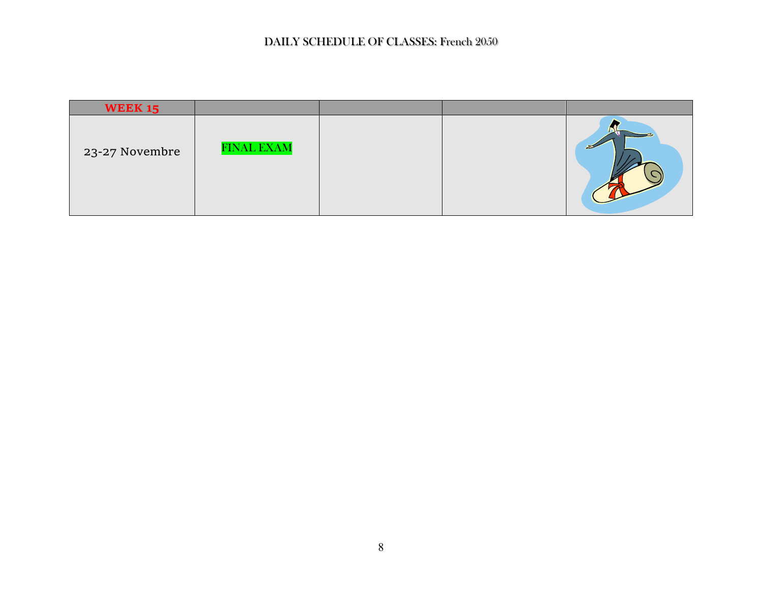DAILY SCHEDULE OF CLASSES: French 2050

| **WEEK 15** | | | | |
|---|---|---|---|---|
| 23-27 Novembre | FINAL EXAM | | | |